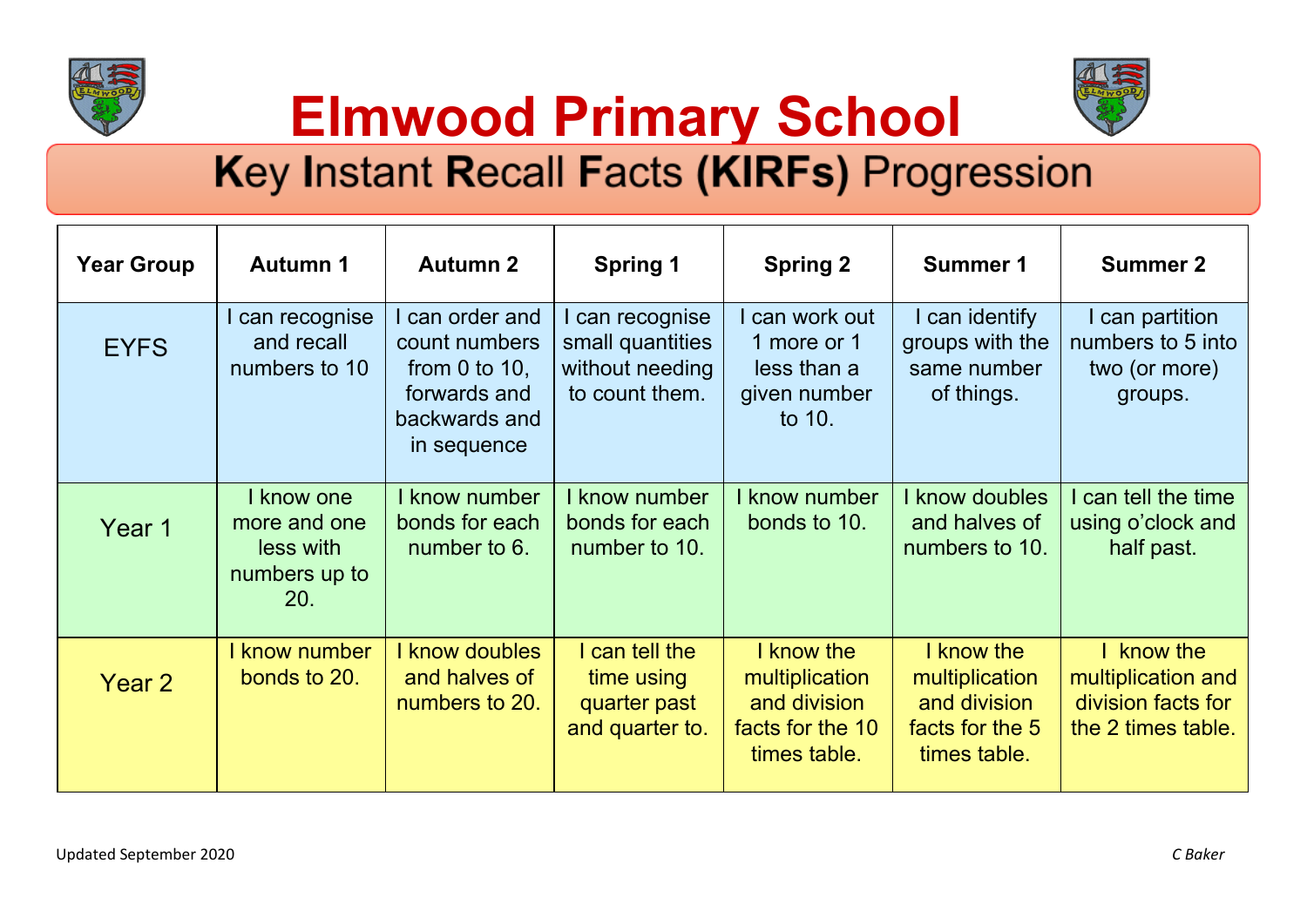# Elmwood Primary School

## Key Instant Recall Facts (KIRFs) Progression

| Year Group | Autumn 1 | Autumn 2 | Spring 1 | Spring 2 | Summer 1 | Summer 2 |
|---|---|---|---|---|---|---|
| EYFS | I can recognise and recall numbers to 10 | I can order and count numbers from 0 to 10, forwards and backwards and in sequence | I can recognise small quantities without needing to count them. | I can work out 1 more or 1 less than a given number to 10. | I can identify groups with the same number of things. | I can partition numbers to 5 into two (or more) groups. |
| Year 1 | I know one more and one less with numbers up to 20. | I know number bonds for each number to 6. | I know number bonds for each number to 10. | I know number bonds to 10. | I know doubles and halves of numbers to 10. | I can tell the time using o'clock and half past. |
| Year 2 | I know number bonds to 20. | I know doubles and halves of numbers to 20. | I can tell the time using quarter past and quarter to. | I know the multiplication and division facts for the 10 times table. | I know the multiplication and division facts for the 5 times table. | I know the multiplication and division facts for the 2 times table. |

Updated September 2020

*C Baker*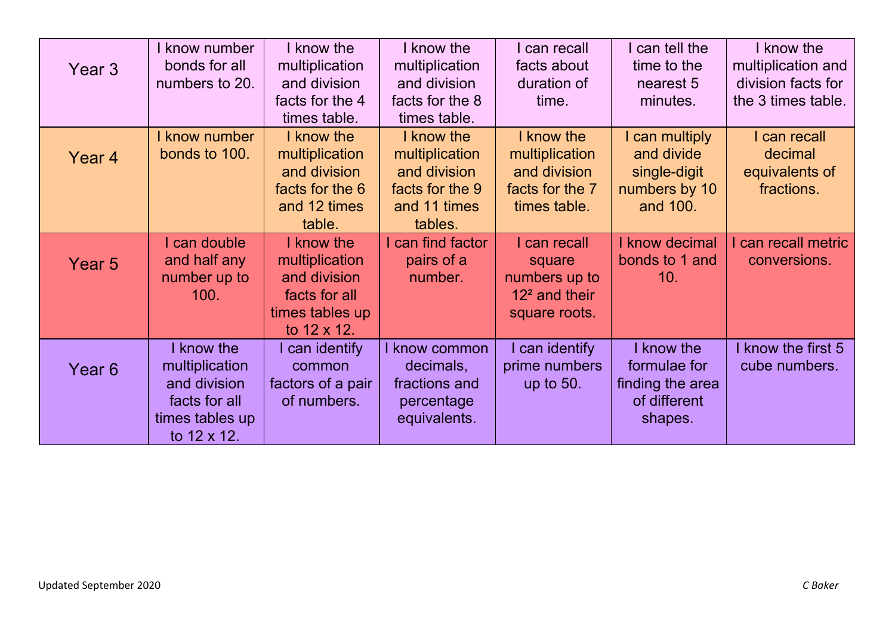| | | | | | | |
|---|---|---|---|---|---|---|
| Year 3 | I know number bonds for all numbers to 20. | I know the multiplication and division facts for the 4 times table. | I know the multiplication and division facts for the 8 times table. | I can recall facts about duration of time. | I can tell the time to the nearest 5 minutes. | I know the multiplication and division facts for the 3 times table. |
| Year 4 | I know number bonds to 100. | I know the multiplication and division facts for the 6 and 12 times table. | I know the multiplication and division facts for the 9 and 11 times tables. | I know the multiplication and division facts for the 7 times table. | I can multiply and divide single-digit numbers by 10 and 100. | I can recall decimal equivalents of fractions. |
| Year 5 | I can double and half any number up to 100. | I know the multiplication and division facts for all times tables up to 12 x 12. | I can find factor pairs of a number. | I can recall square numbers up to $12^2$ and their square roots. | I know decimal bonds to 1 and 10. | I can recall metric conversions. |
| Year 6 | I know the multiplication and division facts for all times tables up to 12 x 12. | I can identify common factors of a pair of numbers. | I know common decimals, fractions and percentage equivalents. | I can identify prime numbers up to 50. | I know the formulae for finding the area of different shapes. | I know the first 5 cube numbers. |

Updated September 2020

*C Baker*